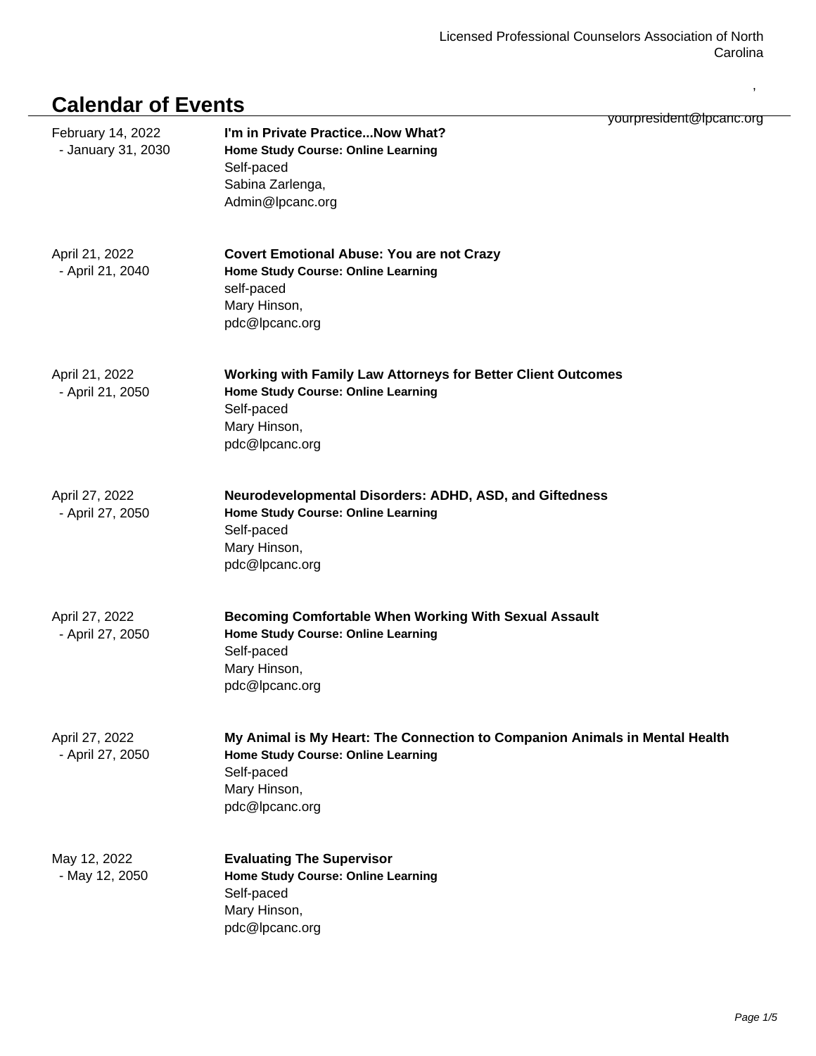Licensed Professional Counselors Association of North Carolina

,

yourpresident@lpcanc.org

# Calendar of Events

February 14, 2022 - January 31, 2030

**I'm in Private Practice...Now What?**
**Home Study Course: Online Learning**
Self-paced
Sabina Zarlenga,
Admin@lpcanc.org

April 21, 2022 - April 21, 2040

**Covert Emotional Abuse: You are not Crazy**
**Home Study Course: Online Learning**
self-paced
Mary Hinson,
pdc@lpcanc.org

April 21, 2022 - April 21, 2050

**Working with Family Law Attorneys for Better Client Outcomes**
**Home Study Course: Online Learning**
Self-paced
Mary Hinson,
pdc@lpcanc.org

April 27, 2022 - April 27, 2050

**Neurodevelopmental Disorders: ADHD, ASD, and Giftedness**
**Home Study Course: Online Learning**
Self-paced
Mary Hinson,
pdc@lpcanc.org

April 27, 2022 - April 27, 2050

**Becoming Comfortable When Working With Sexual Assault**
**Home Study Course: Online Learning**
Self-paced
Mary Hinson,
pdc@lpcanc.org

April 27, 2022 - April 27, 2050

**My Animal is My Heart: The Connection to Companion Animals in Mental Health**
**Home Study Course: Online Learning**
Self-paced
Mary Hinson,
pdc@lpcanc.org

May 12, 2022 - May 12, 2050

**Evaluating The Supervisor**
**Home Study Course: Online Learning**
Self-paced
Mary Hinson,
pdc@lpcanc.org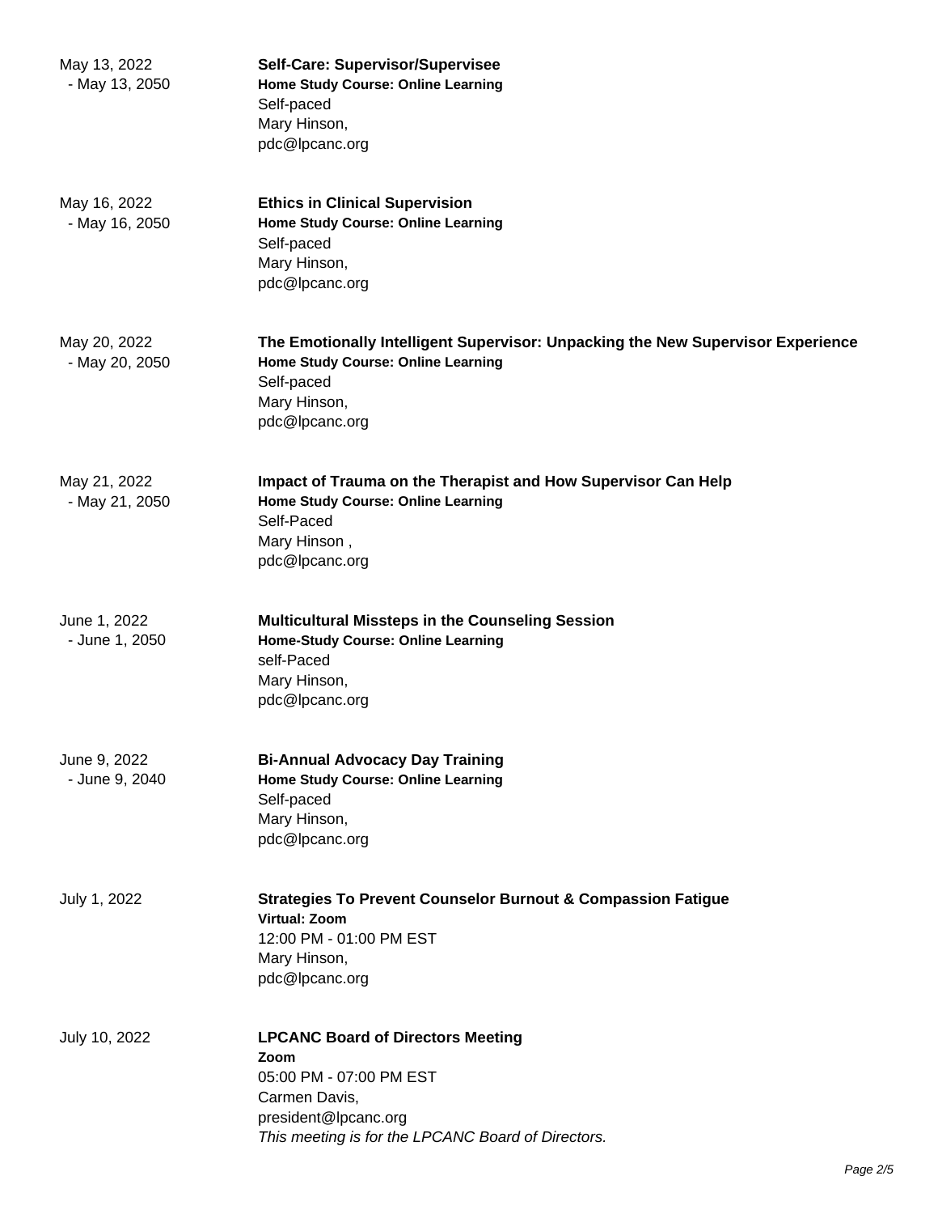May 13, 2022
- May 13, 2050

**Self-Care: Supervisor/Supervisee**
**Home Study Course: Online Learning**
Self-paced
Mary Hinson,
pdc@lpcanc.org

May 16, 2022
- May 16, 2050

**Ethics in Clinical Supervision**
**Home Study Course: Online Learning**
Self-paced
Mary Hinson,
pdc@lpcanc.org

May 20, 2022
- May 20, 2050

**The Emotionally Intelligent Supervisor: Unpacking the New Supervisor Experience**
**Home Study Course: Online Learning**
Self-paced
Mary Hinson,
pdc@lpcanc.org

May 21, 2022
- May 21, 2050

**Impact of Trauma on the Therapist and How Supervisor Can Help**
**Home Study Course: Online Learning**
Self-Paced
Mary Hinson ,
pdc@lpcanc.org

June 1, 2022
- June 1, 2050

**Multicultural Missteps in the Counseling Session**
**Home-Study Course: Online Learning**
self-Paced
Mary Hinson,
pdc@lpcanc.org

June 9, 2022
- June 9, 2040

**Bi-Annual Advocacy Day Training**
**Home Study Course: Online Learning**
Self-paced
Mary Hinson,
pdc@lpcanc.org

July 1, 2022

**Strategies To Prevent Counselor Burnout & Compassion Fatigue**
**Virtual: Zoom**
12:00 PM - 01:00 PM EST
Mary Hinson,
pdc@lpcanc.org

July 10, 2022

**LPCANC Board of Directors Meeting**
**Zoom**
05:00 PM - 07:00 PM EST
Carmen Davis,
president@lpcanc.org
*This meeting is for the LPCANC Board of Directors.*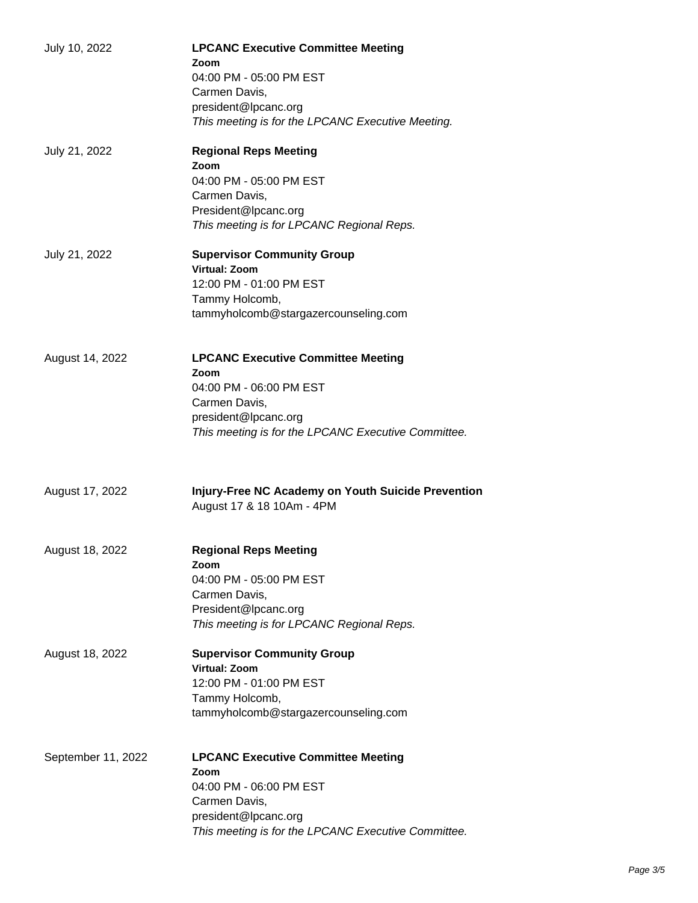July 10, 2022

**LPCANC Executive Committee Meeting**
**Zoom**
04:00 PM - 05:00 PM EST
Carmen Davis,
president@lpcanc.org
*This meeting is for the LPCANC Executive Meeting.*

July 21, 2022

**Regional Reps Meeting**
**Zoom**
04:00 PM - 05:00 PM EST
Carmen Davis,
President@lpcanc.org
*This meeting is for LPCANC Regional Reps.*

July 21, 2022

**Supervisor Community Group**
**Virtual: Zoom**
12:00 PM - 01:00 PM EST
Tammy Holcomb,
tammyholcomb@stargazercounseling.com

August 14, 2022

**LPCANC Executive Committee Meeting**
**Zoom**
04:00 PM - 06:00 PM EST
Carmen Davis,
president@lpcanc.org
*This meeting is for the LPCANC Executive Committee.*

August 17, 2022

**Injury-Free NC Academy on Youth Suicide Prevention**
August 17 & 18 10Am - 4PM

August 18, 2022

**Regional Reps Meeting**
**Zoom**
04:00 PM - 05:00 PM EST
Carmen Davis,
President@lpcanc.org
*This meeting is for LPCANC Regional Reps.*

August 18, 2022

**Supervisor Community Group**
**Virtual: Zoom**
12:00 PM - 01:00 PM EST
Tammy Holcomb,
tammyholcomb@stargazercounseling.com

September 11, 2022

**LPCANC Executive Committee Meeting**
**Zoom**
04:00 PM - 06:00 PM EST
Carmen Davis,
president@lpcanc.org
*This meeting is for the LPCANC Executive Committee.*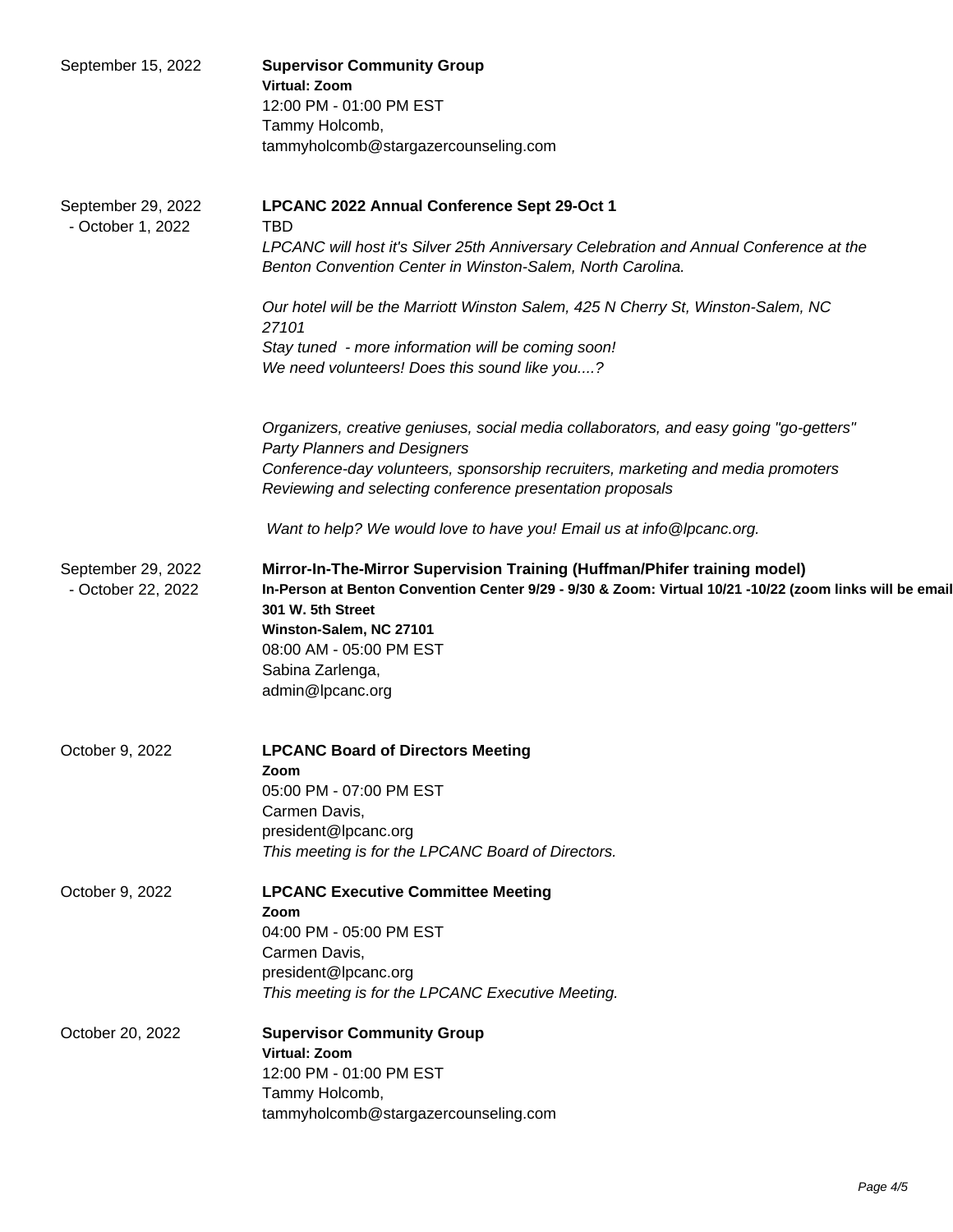September 15, 2022

**Supervisor Community Group**
**Virtual: Zoom**
12:00 PM - 01:00 PM EST
Tammy Holcomb,
tammyholcomb@stargazercounseling.com

September 29, 2022 - October 1, 2022

**LPCANC 2022 Annual Conference Sept 29-Oct 1**
TBD
*LPCANC will host it's Silver 25th Anniversary Celebration and Annual Conference at the Benton Convention Center in Winston-Salem, North Carolina.*

*Our hotel will be the Marriott Winston Salem, 425 N Cherry St, Winston-Salem, NC 27101*
*Stay tuned - more information will be coming soon!*
*We need volunteers! Does this sound like you....?*

*Organizers, creative geniuses, social media collaborators, and easy going "go-getters"*
*Party Planners and Designers*
*Conference-day volunteers, sponsorship recruiters, marketing and media promoters*
*Reviewing and selecting conference presentation proposals*

*Want to help? We would love to have you! Email us at info@lpcanc.org.*

September 29, 2022 - October 22, 2022

**Mirror-In-The-Mirror Supervision Training (Huffman/Phifer training model)**
**In-Person at Benton Convention Center 9/29 - 9/30 & Zoom: Virtual 10/21 -10/22 (zoom links will be email**
**301 W. 5th Street**
**Winston-Salem, NC 27101**
08:00 AM - 05:00 PM EST
Sabina Zarlenga,
admin@lpcanc.org

October 9, 2022

**LPCANC Board of Directors Meeting**
**Zoom**
05:00 PM - 07:00 PM EST
Carmen Davis,
president@lpcanc.org
*This meeting is for the LPCANC Board of Directors.*

October 9, 2022

**LPCANC Executive Committee Meeting**
**Zoom**
04:00 PM - 05:00 PM EST
Carmen Davis,
president@lpcanc.org
*This meeting is for the LPCANC Executive Meeting.*

October 20, 2022

**Supervisor Community Group**
**Virtual: Zoom**
12:00 PM - 01:00 PM EST
Tammy Holcomb,
tammyholcomb@stargazercounseling.com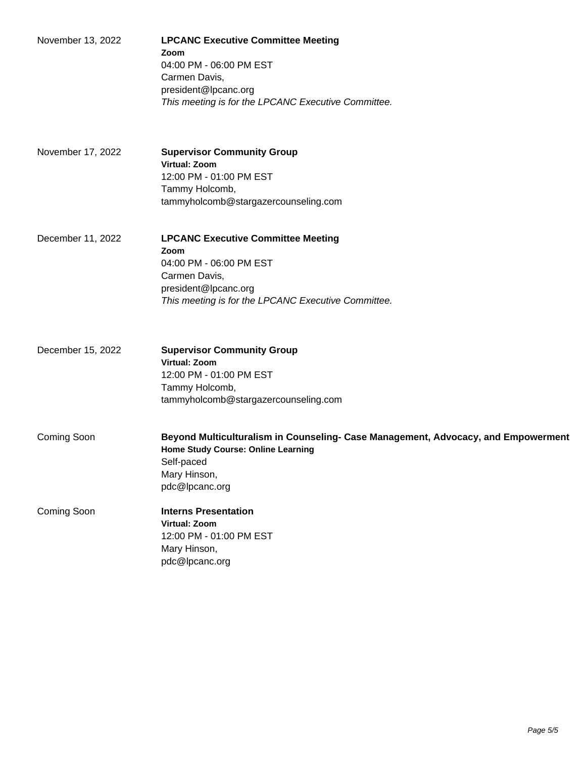November 13, 2022

**LPCANC Executive Committee Meeting**
**Zoom**
04:00 PM - 06:00 PM EST
Carmen Davis,
president@lpcanc.org
*This meeting is for the LPCANC Executive Committee.*

November 17, 2022

**Supervisor Community Group**
**Virtual: Zoom**
12:00 PM - 01:00 PM EST
Tammy Holcomb,
tammyholcomb@stargazercounseling.com

December 11, 2022

**LPCANC Executive Committee Meeting**
**Zoom**
04:00 PM - 06:00 PM EST
Carmen Davis,
president@lpcanc.org
*This meeting is for the LPCANC Executive Committee.*

December 15, 2022

**Supervisor Community Group**
**Virtual: Zoom**
12:00 PM - 01:00 PM EST
Tammy Holcomb,
tammyholcomb@stargazercounseling.com

Coming Soon

**Beyond Multiculturalism in Counseling- Case Management, Advocacy, and Empowerment**
**Home Study Course: Online Learning**
Self-paced
Mary Hinson,
pdc@lpcanc.org

Coming Soon

**Interns Presentation**
**Virtual: Zoom**
12:00 PM - 01:00 PM EST
Mary Hinson,
pdc@lpcanc.org